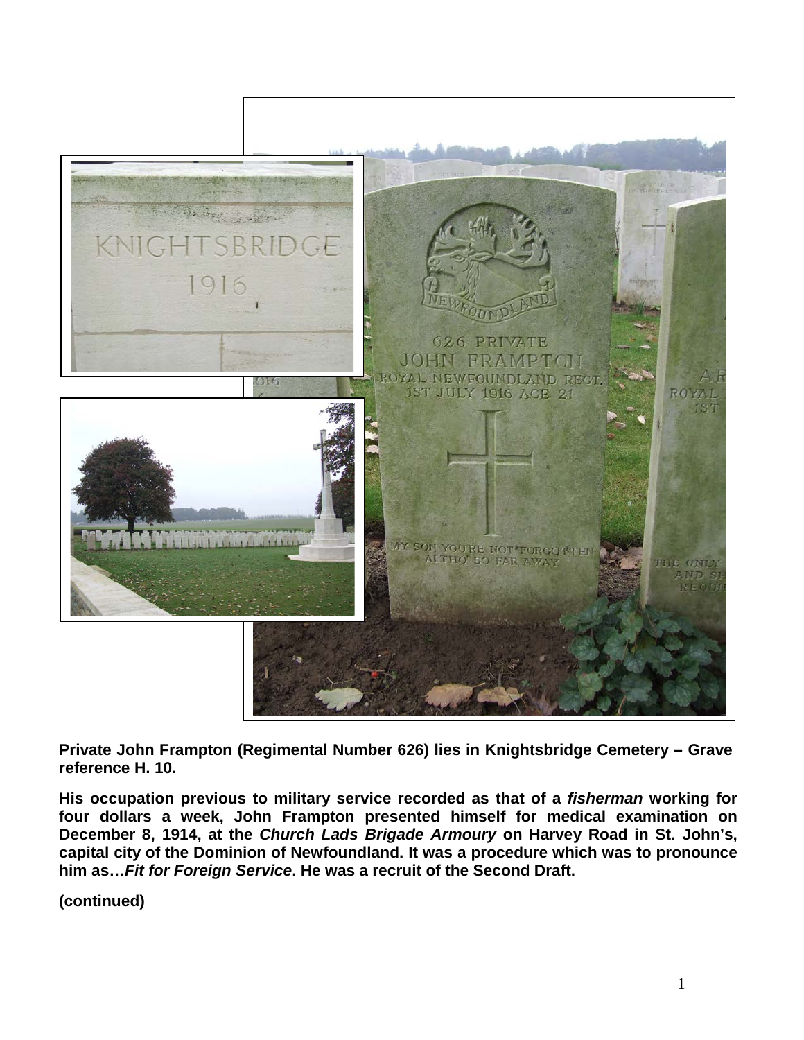**Private John Frampton (Regimental Number 626) lies in Knightsbridge Cemetery – Grave reference H. 10.**

**His occupation previous to military service recorded as that of a *fisherman* working for four dollars a week, John Frampton presented himself for medical examination on December 8, 1914, at the *Church Lads Brigade Armoury* on Harvey Road in St. John's, capital city of the Dominion of Newfoundland. It was a procedure which was to pronounce him as…*Fit for Foreign Service*. He was a recruit of the Second Draft.**

**(continued)**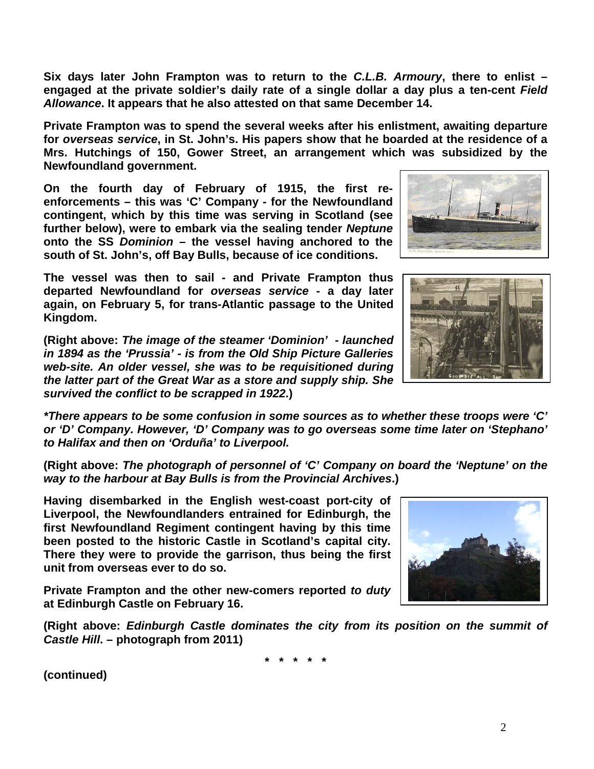**Six days later John Frampton was to return to the *C.L.B. Armoury*, there to enlist – engaged at the private soldier's daily rate of a single dollar a day plus a ten-cent *Field Allowance*. It appears that he also attested on that same December 14.**

**Private Frampton was to spend the several weeks after his enlistment, awaiting departure for *overseas service*, in St. John's. His papers show that he boarded at the residence of a Mrs. Hutchings of 150, Gower Street, an arrangement which was subsidized by the Newfoundland government.**

**On the fourth day of February of 1915, the first re-enforcements – this was 'C' Company - for the Newfoundland contingent, which by this time was serving in Scotland (see further below), were to embark via the sealing tender *Neptune* onto the SS *Dominion* – the vessel having anchored to the south of St. John's, off Bay Bulls, because of ice conditions.**

**The vessel was then to sail - and Private Frampton thus departed Newfoundland for *overseas service* - a day later again, on February 5, for trans-Atlantic passage to the United Kingdom.**

**(Right above: *The image of the steamer 'Dominion' - launched in 1894 as the 'Prussia' - is from the Old Ship Picture Galleries web-site. An older vessel, she was to be requisitioned during the latter part of the Great War as a store and supply ship. She survived the conflict to be scrapped in 1922*.)**

***\*There appears to be some confusion in some sources as to whether these troops were 'C' or 'D' Company. However, 'D' Company was to go overseas some time later on 'Stephano' to Halifax and then on 'Orduña' to Liverpool.***

**(Right above: *The photograph of personnel of 'C' Company on board the 'Neptune' on the way to the harbour at Bay Bulls is from the Provincial Archives*.)**

**Having disembarked in the English west-coast port-city of Liverpool, the Newfoundlanders entrained for Edinburgh, the first Newfoundland Regiment contingent having by this time been posted to the historic Castle in Scotland's capital city. There they were to provide the garrison, thus being the first unit from overseas ever to do so.**

**Private Frampton and the other new-comers reported *to duty* at Edinburgh Castle on February 16.**

**(Right above: *Edinburgh Castle dominates the city from its position on the summit of Castle Hill*. – photograph from 2011)**

**\* \* \* \* \***

**(continued)**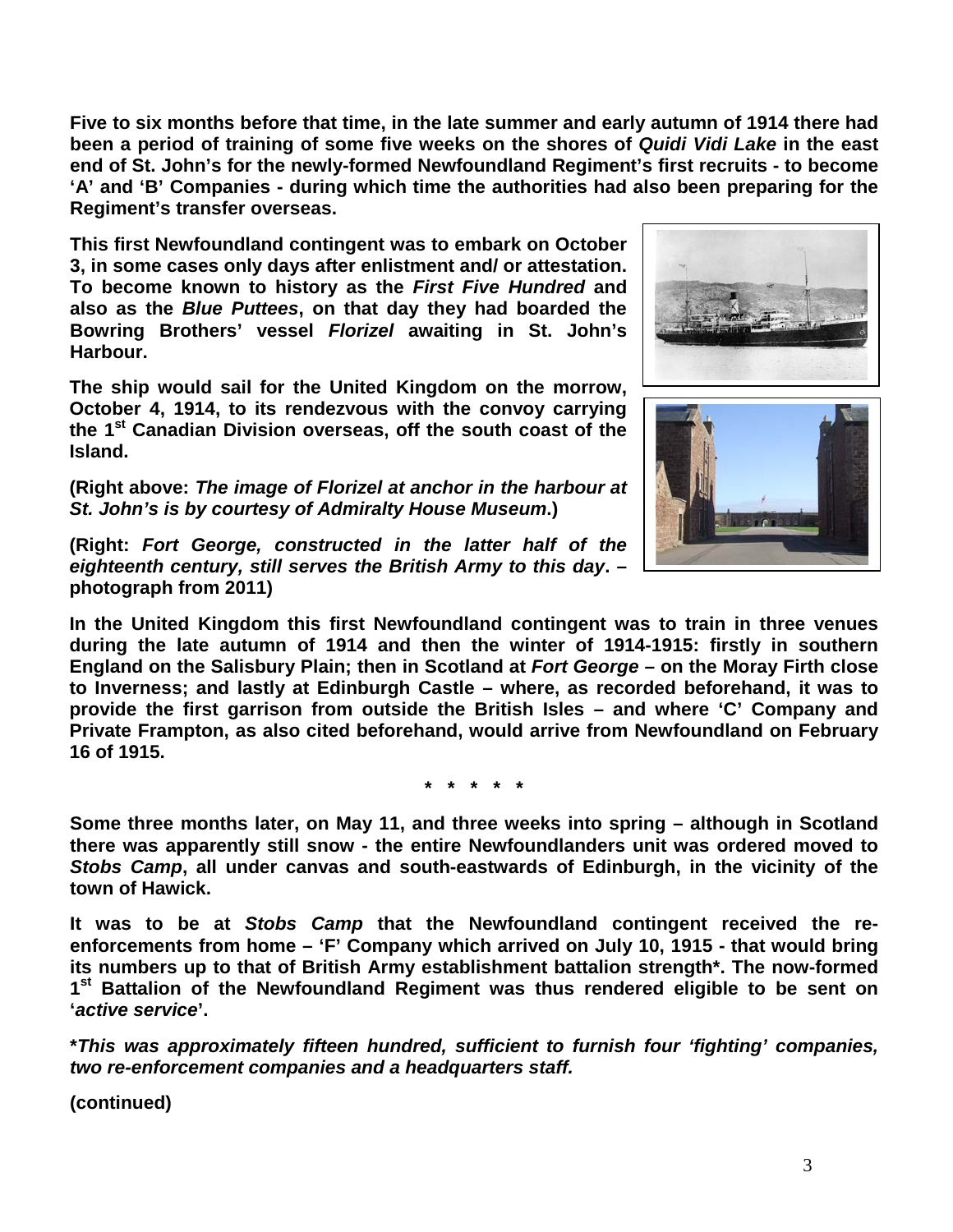**Five to six months before that time, in the late summer and early autumn of 1914 there had been a period of training of some five weeks on the shores of *Quidi Vidi Lake* in the east end of St. John's for the newly-formed Newfoundland Regiment's first recruits - to become 'A' and 'B' Companies - during which time the authorities had also been preparing for the Regiment's transfer overseas.**

**This first Newfoundland contingent was to embark on October 3, in some cases only days after enlistment and/ or attestation. To become known to history as the *First Five Hundred* and also as the *Blue Puttees*, on that day they had boarded the Bowring Brothers' vessel *Florizel* awaiting in St. John's Harbour.**

**The ship would sail for the United Kingdom on the morrow, October 4, 1914, to its rendezvous with the convoy carrying the 1st Canadian Division overseas, off the south coast of the Island.**

**(Right above: *The image of Florizel at anchor in the harbour at St. John's is by courtesy of Admiralty House Museum*.)**

**(Right: *Fort George, constructed in the latter half of the eighteenth century, still serves the British Army to this day*. – photograph from 2011)**

**In the United Kingdom this first Newfoundland contingent was to train in three venues during the late autumn of 1914 and then the winter of 1914-1915: firstly in southern England on the Salisbury Plain; then in Scotland at *Fort George* – on the Moray Firth close to Inverness; and lastly at Edinburgh Castle – where, as recorded beforehand, it was to provide the first garrison from outside the British Isles – and where 'C' Company and Private Frampton, as also cited beforehand, would arrive from Newfoundland on February 16 of 1915.**

**\* \* \* \* \***

**Some three months later, on May 11, and three weeks into spring – although in Scotland there was apparently still snow - the entire Newfoundlanders unit was ordered moved to *Stobs Camp*, all under canvas and south-eastwards of Edinburgh, in the vicinity of the town of Hawick.**

**It was to be at *Stobs Camp* that the Newfoundland contingent received the re-enforcements from home – 'F' Company which arrived on July 10, 1915 - that would bring its numbers up to that of British Army establishment battalion strength\*. The now-formed 1st Battalion of the Newfoundland Regiment was thus rendered eligible to be sent on '*active service*'.**

***\*This was approximately fifteen hundred, sufficient to furnish four 'fighting' companies, two re-enforcement companies and a headquarters staff.***

**(continued)**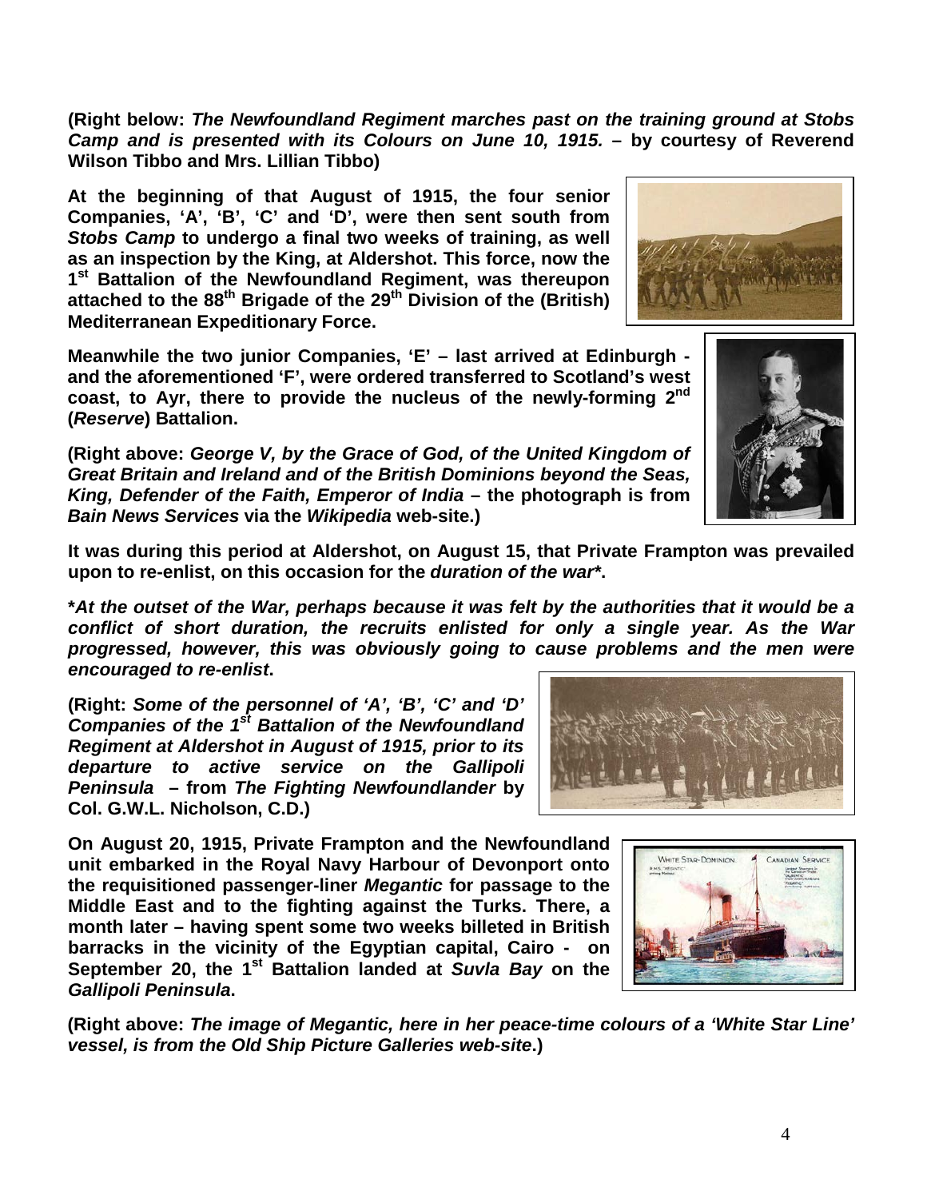**(Right below: *The Newfoundland Regiment marches past on the training ground at Stobs Camp and is presented with its Colours on June 10, 1915.* – by courtesy of Reverend Wilson Tibbo and Mrs. Lillian Tibbo)**

**At the beginning of that August of 1915, the four senior Companies, 'A', 'B', 'C' and 'D', were then sent south from *Stobs Camp* to undergo a final two weeks of training, as well as an inspection by the King, at Aldershot. This force, now the 1st Battalion of the Newfoundland Regiment, was thereupon attached to the 88th Brigade of the 29th Division of the (British) Mediterranean Expeditionary Force.**

**Meanwhile the two junior Companies, 'E' – last arrived at Edinburgh - and the aforementioned 'F', were ordered transferred to Scotland's west coast, to Ayr, there to provide the nucleus of the newly-forming 2nd (*Reserve*) Battalion.**

**(Right above: *George V, by the Grace of God, of the United Kingdom of Great Britain and Ireland and of the British Dominions beyond the Seas, King, Defender of the Faith, Emperor of India* – the photograph is from *Bain News Services* via the *Wikipedia* web-site.)**

**It was during this period at Aldershot, on August 15, that Private Frampton was prevailed upon to re-enlist, on this occasion for the *duration of the war*\*.**

***\*At the outset of the War, perhaps because it was felt by the authorities that it would be a conflict of short duration, the recruits enlisted for only a single year. As the War progressed, however, this was obviously going to cause problems and the men were encouraged to re-enlist*.**

**(Right: *Some of the personnel of 'A', 'B', 'C' and 'D' Companies of the 1st Battalion of the Newfoundland Regiment at Aldershot in August of 1915, prior to its departure to active service on the Gallipoli Peninsula* – from *The Fighting Newfoundlander* by Col. G.W.L. Nicholson, C.D.)**

**On August 20, 1915, Private Frampton and the Newfoundland unit embarked in the Royal Navy Harbour of Devonport onto the requisitioned passenger-liner *Megantic* for passage to the Middle East and to the fighting against the Turks. There, a month later – having spent some two weeks billeted in British barracks in the vicinity of the Egyptian capital, Cairo - on September 20, the 1st Battalion landed at *Suvla Bay* on the *Gallipoli Peninsula*.**

**(Right above: *The image of Megantic, here in her peace-time colours of a 'White Star Line' vessel, is from the Old Ship Picture Galleries web-site*.)**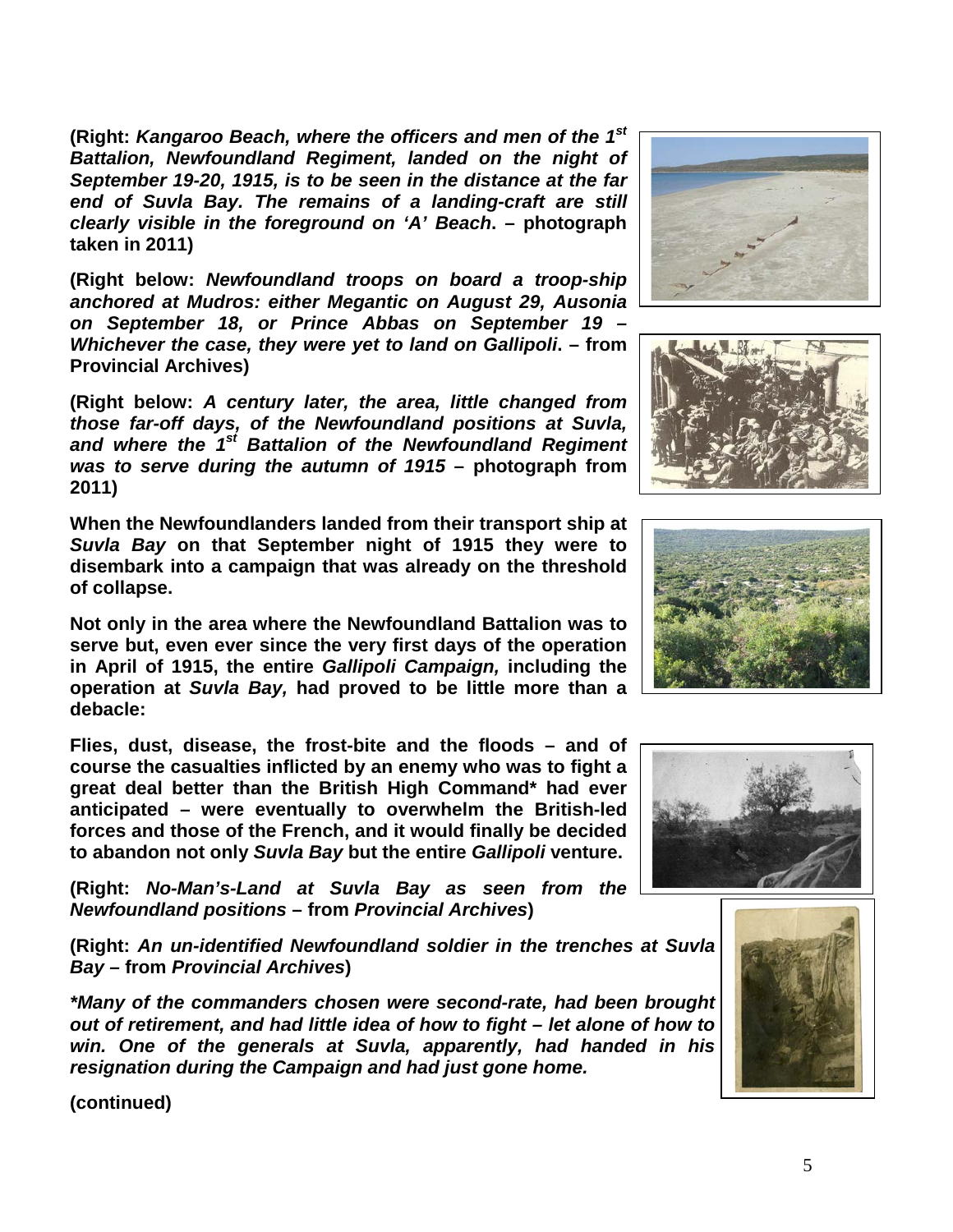**(Right: *Kangaroo Beach, where the officers and men of the 1st Battalion, Newfoundland Regiment, landed on the night of September 19-20, 1915, is to be seen in the distance at the far end of Suvla Bay. The remains of a landing-craft are still clearly visible in the foreground on 'A' Beach*. – photograph taken in 2011)**

**(Right below: *Newfoundland troops on board a troop-ship anchored at Mudros: either Megantic on August 29, Ausonia on September 18, or Prince Abbas on September 19 – Whichever the case, they were yet to land on Gallipoli*. – from Provincial Archives)**

**(Right below: *A century later, the area, little changed from those far-off days, of the Newfoundland positions at Suvla, and where the 1st Battalion of the Newfoundland Regiment was to serve during the autumn of 1915* – photograph from 2011)**

**When the Newfoundlanders landed from their transport ship at *Suvla Bay* on that September night of 1915 they were to disembark into a campaign that was already on the threshold of collapse.**

**Not only in the area where the Newfoundland Battalion was to serve but, even ever since the very first days of the operation in April of 1915, the entire *Gallipoli Campaign,* including the operation at *Suvla Bay,* had proved to be little more than a debacle:**

**Flies, dust, disease, the frost-bite and the floods – and of course the casualties inflicted by an enemy who was to fight a great deal better than the British High Command* had ever anticipated – were eventually to overwhelm the British-led forces and those of the French, and it would finally be decided to abandon not only *Suvla Bay* but the entire *Gallipoli* venture.**

**(Right: *No-Man's-Land at Suvla Bay as seen from the Newfoundland positions* – from *Provincial Archives*)**

**(Right: *An un-identified Newfoundland soldier in the trenches at Suvla Bay* – from *Provincial Archives*)**

***\*Many of the commanders chosen were second-rate, had been brought out of retirement, and had little idea of how to fight – let alone of how to win. One of the generals at Suvla, apparently, had handed in his resignation during the Campaign and had just gone home.***

**(continued)**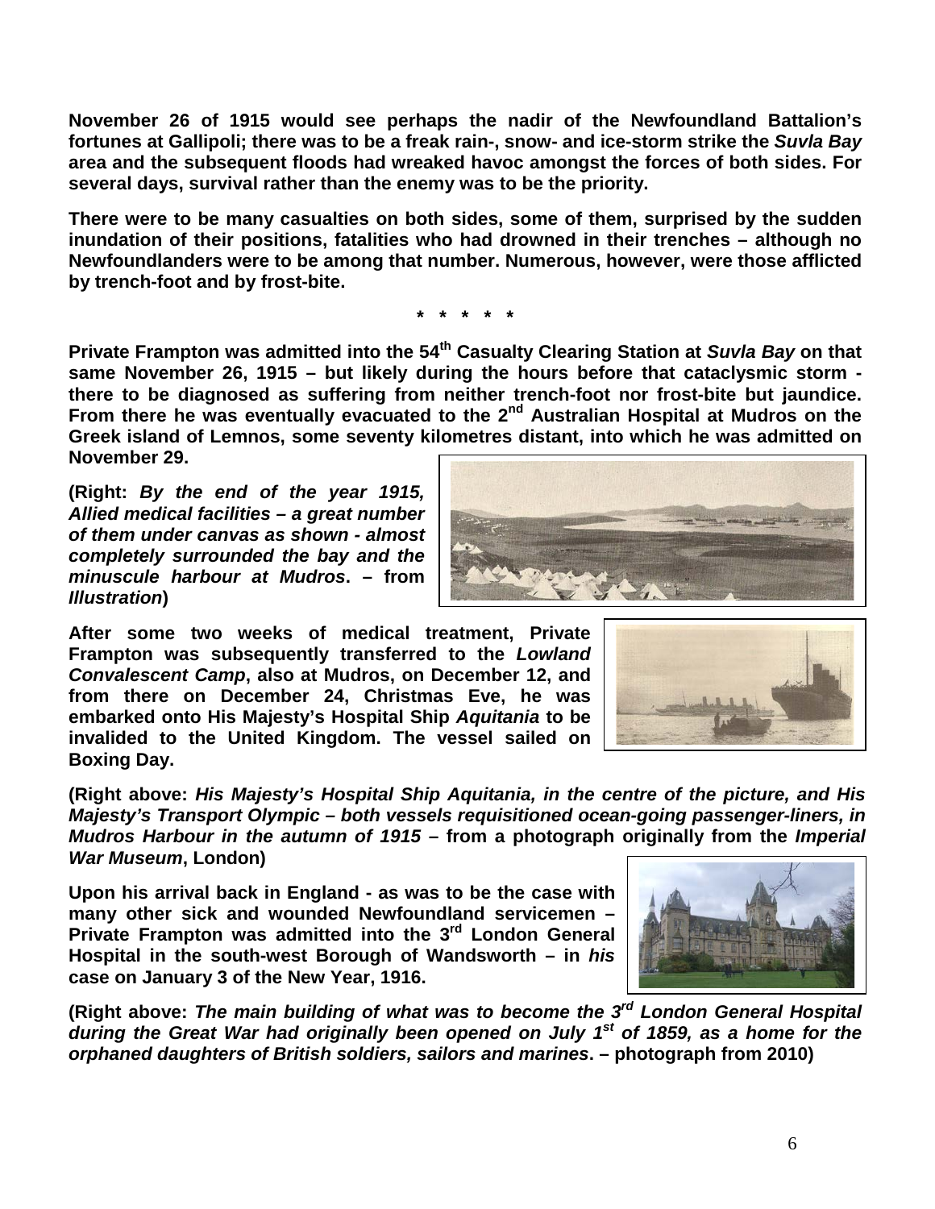**November 26 of 1915 would see perhaps the nadir of the Newfoundland Battalion's fortunes at Gallipoli; there was to be a freak rain-, snow- and ice-storm strike the *Suvla Bay* area and the subsequent floods had wreaked havoc amongst the forces of both sides. For several days, survival rather than the enemy was to be the priority.**

**There were to be many casualties on both sides, some of them, surprised by the sudden inundation of their positions, fatalities who had drowned in their trenches – although no Newfoundlanders were to be among that number. Numerous, however, were those afflicted by trench-foot and by frost-bite.**

**\* \* \* \* \***

**Private Frampton was admitted into the 54th Casualty Clearing Station at *Suvla Bay* on that same November 26, 1915 – but likely during the hours before that cataclysmic storm - there to be diagnosed as suffering from neither trench-foot nor frost-bite but jaundice. From there he was eventually evacuated to the 2nd Australian Hospital at Mudros on the Greek island of Lemnos, some seventy kilometres distant, into which he was admitted on November 29.**

**(Right: *By the end of the year 1915, Allied medical facilities – a great number of them under canvas as shown - almost completely surrounded the bay and the minuscule harbour at Mudros*. – from *Illustration*)**

**After some two weeks of medical treatment, Private Frampton was subsequently transferred to the *Lowland Convalescent Camp*, also at Mudros, on December 12, and from there on December 24, Christmas Eve, he was embarked onto His Majesty's Hospital Ship *Aquitania* to be invalided to the United Kingdom. The vessel sailed on Boxing Day.**

**(Right above: *His Majesty's Hospital Ship Aquitania, in the centre of the picture, and His Majesty's Transport Olympic – both vessels requisitioned ocean-going passenger-liners, in Mudros Harbour in the autumn of 1915* – from a photograph originally from the *Imperial War Museum*, London)**

**Upon his arrival back in England - as was to be the case with many other sick and wounded Newfoundland servicemen – Private Frampton was admitted into the 3rd London General Hospital in the south-west Borough of Wandsworth – in *his* case on January 3 of the New Year, 1916.**

**(Right above: *The main building of what was to become the 3rd London General Hospital during the Great War had originally been opened on July 1st of 1859, as a home for the orphaned daughters of British soldiers, sailors and marines*. – photograph from 2010)**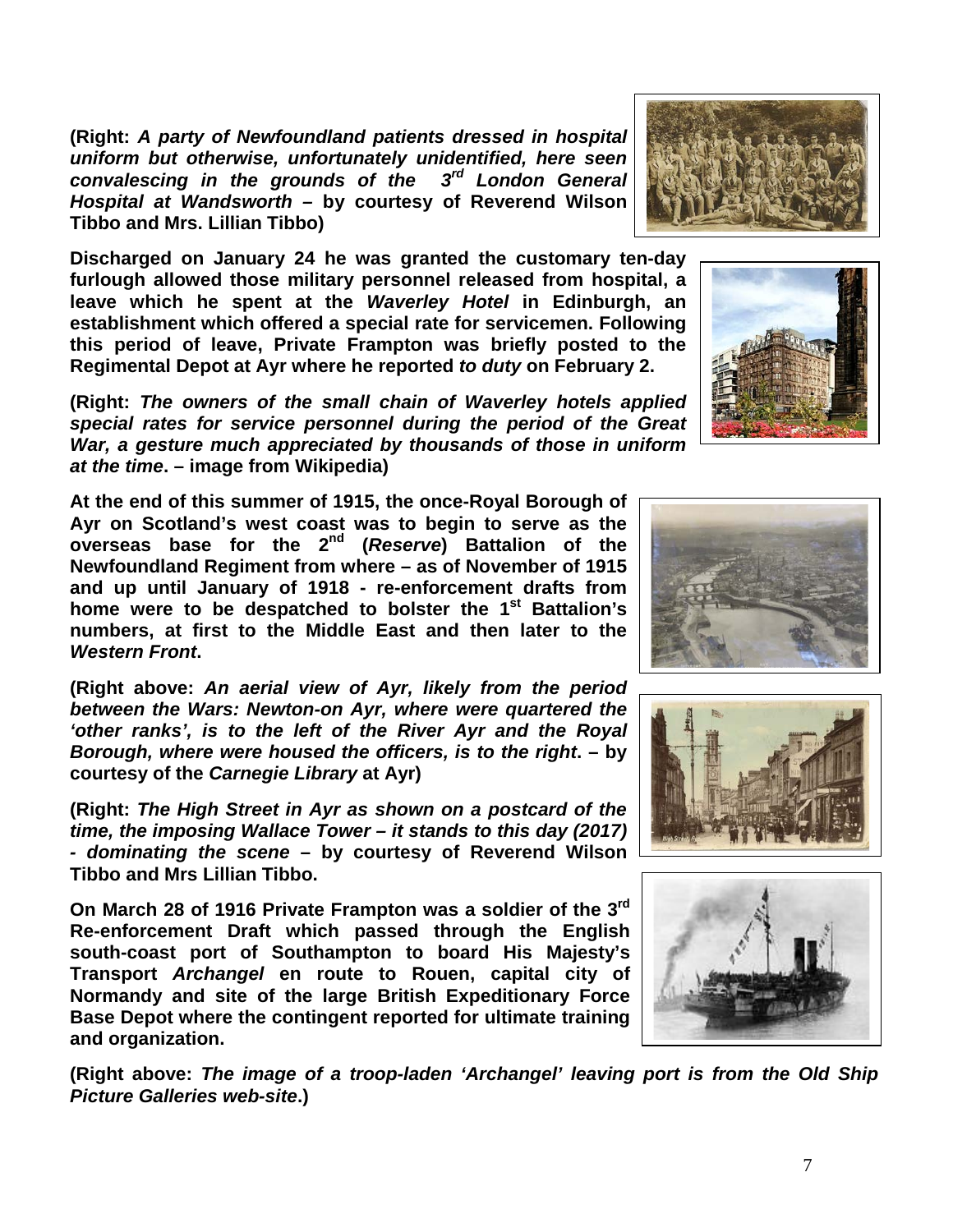**(Right: *A party of Newfoundland patients dressed in hospital uniform but otherwise, unfortunately unidentified, here seen convalescing in the grounds of the 3rd London General Hospital at Wandsworth* – by courtesy of Reverend Wilson Tibbo and Mrs. Lillian Tibbo)**

**Discharged on January 24 he was granted the customary ten-day furlough allowed those military personnel released from hospital, a leave which he spent at the *Waverley Hotel* in Edinburgh, an establishment which offered a special rate for servicemen. Following this period of leave, Private Frampton was briefly posted to the Regimental Depot at Ayr where he reported *to duty* on February 2.**

**(Right: *The owners of the small chain of Waverley hotels applied special rates for service personnel during the period of the Great War, a gesture much appreciated by thousands of those in uniform at the time*. – image from Wikipedia)**

**At the end of this summer of 1915, the once-Royal Borough of Ayr on Scotland's west coast was to begin to serve as the overseas base for the 2nd (*Reserve*) Battalion of the Newfoundland Regiment from where – as of November of 1915 and up until January of 1918 - re-enforcement drafts from home were to be despatched to bolster the 1st Battalion's numbers, at first to the Middle East and then later to the *Western Front*.**

**(Right above: *An aerial view of Ayr, likely from the period between the Wars: Newton-on Ayr, where were quartered the 'other ranks', is to the left of the River Ayr and the Royal Borough, where were housed the officers, is to the right*. – by courtesy of the *Carnegie Library* at Ayr)**

**(Right: *The High Street in Ayr as shown on a postcard of the time, the imposing Wallace Tower – it stands to this day (2017) - dominating the scene* – by courtesy of Reverend Wilson Tibbo and Mrs Lillian Tibbo.**

**On March 28 of 1916 Private Frampton was a soldier of the 3rd Re-enforcement Draft which passed through the English south-coast port of Southampton to board His Majesty's Transport *Archangel* en route to Rouen, capital city of Normandy and site of the large British Expeditionary Force Base Depot where the contingent reported for ultimate training and organization.**

**(Right above: *The image of a troop-laden 'Archangel' leaving port is from the Old Ship Picture Galleries web-site*.)**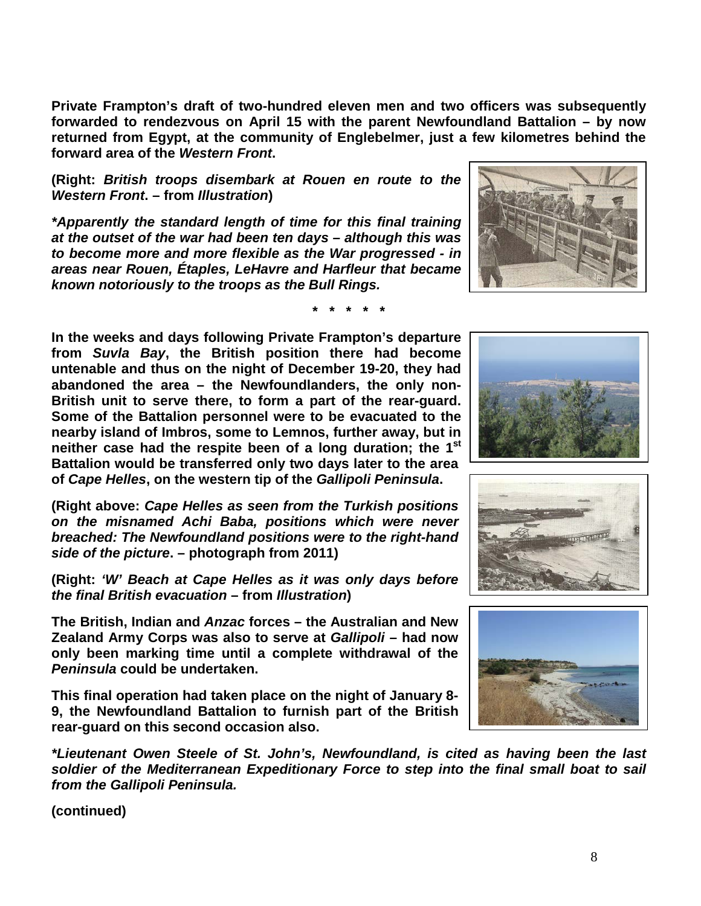**Private Frampton's draft of two-hundred eleven men and two officers was subsequently forwarded to rendezvous on April 15 with the parent Newfoundland Battalion – by now returned from Egypt, at the community of Englebelmer, just a few kilometres behind the forward area of the *Western Front*.**

**(Right: *British troops disembark at Rouen en route to the Western Front*. – from *Illustration*)**

***\*Apparently the standard length of time for this final training at the outset of the war had been ten days – although this was to become more and more flexible as the War progressed - in areas near Rouen, Étaples, LeHavre and Harfleur that became known notoriously to the troops as the Bull Rings.***

**\* \* \* \* \***

**In the weeks and days following Private Frampton's departure from *Suvla Bay*, the British position there had become untenable and thus on the night of December 19-20, they had abandoned the area – the Newfoundlanders, the only non-British unit to serve there, to form a part of the rear-guard. Some of the Battalion personnel were to be evacuated to the nearby island of Imbros, some to Lemnos, further away, but in neither case had the respite been of a long duration; the 1st Battalion would be transferred only two days later to the area of *Cape Helles*, on the western tip of the *Gallipoli Peninsula*.**

**(Right above: *Cape Helles as seen from the Turkish positions on the misnamed Achi Baba, positions which were never breached: The Newfoundland positions were to the right-hand side of the picture*. – photograph from 2011)**

**(Right: *'W' Beach at Cape Helles as it was only days before the final British evacuation* – from *Illustration*)**

**The British, Indian and *Anzac* forces – the Australian and New Zealand Army Corps was also to serve at *Gallipoli* – had now only been marking time until a complete withdrawal of the *Peninsula* could be undertaken.**

**This final operation had taken place on the night of January 8-9, the Newfoundland Battalion to furnish part of the British rear-guard on this second occasion also.**

***\*Lieutenant Owen Steele of St. John's, Newfoundland, is cited as having been the last soldier of the Mediterranean Expeditionary Force to step into the final small boat to sail from the Gallipoli Peninsula.***

**(continued)**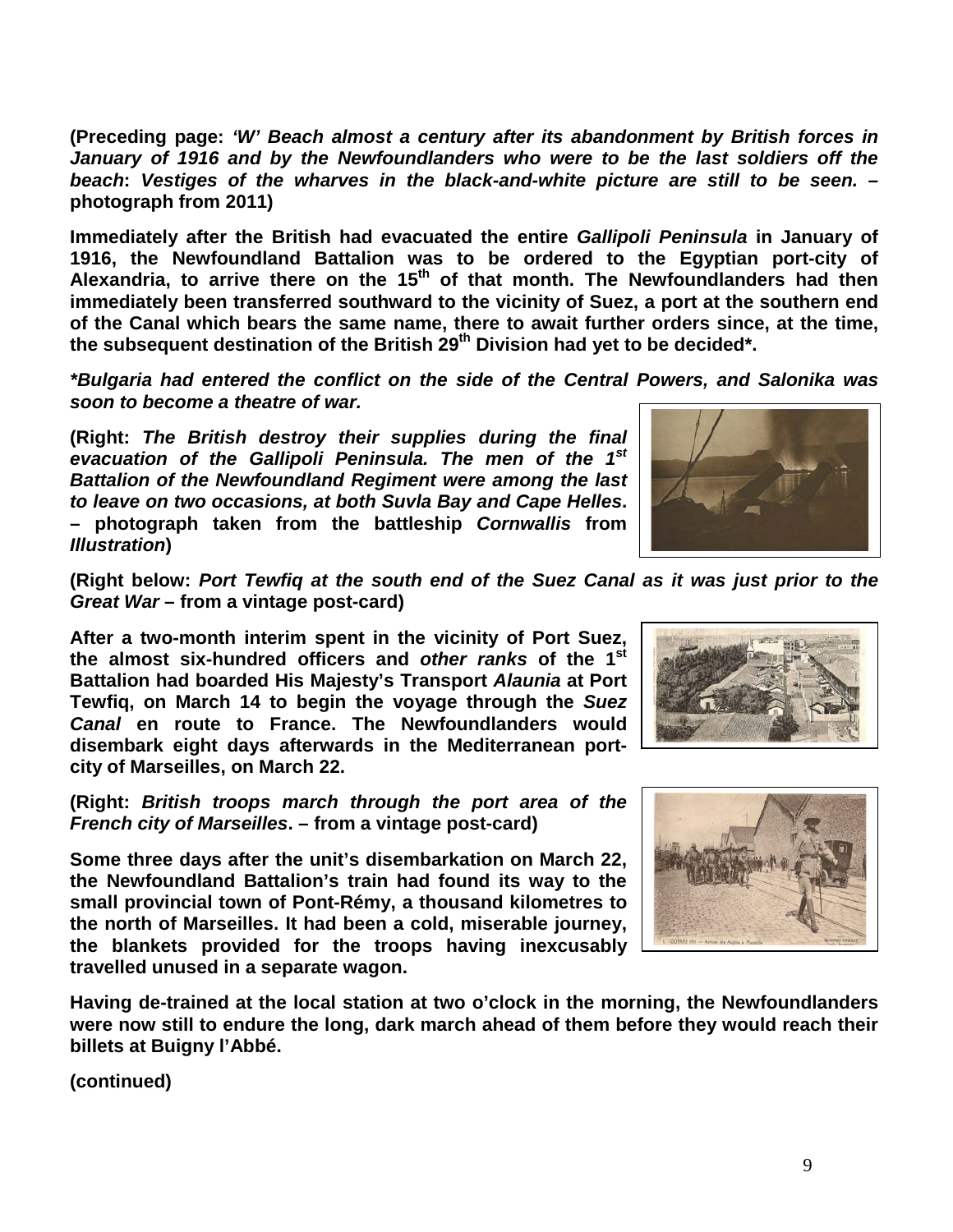**(Preceding page: *'W' Beach almost a century after its abandonment by British forces in January of 1916 and by the Newfoundlanders who were to be the last soldiers off the beach*: *Vestiges of the wharves in the black-and-white picture are still to be seen.* – photograph from 2011)**

**Immediately after the British had evacuated the entire *Gallipoli Peninsula* in January of 1916, the Newfoundland Battalion was to be ordered to the Egyptian port-city of Alexandria, to arrive there on the 15th of that month. The Newfoundlanders had then immediately been transferred southward to the vicinity of Suez, a port at the southern end of the Canal which bears the same name, there to await further orders since, at the time, the subsequent destination of the British 29th Division had yet to be decided\*.**

***\*Bulgaria had entered the conflict on the side of the Central Powers, and Salonika was soon to become a theatre of war.***

**(Right: *The British destroy their supplies during the final evacuation of the Gallipoli Peninsula. The men of the 1st Battalion of the Newfoundland Regiment were among the last to leave on two occasions, at both Suvla Bay and Cape Helles*. – photograph taken from the battleship *Cornwallis* from *Illustration*)**

**(Right below: *Port Tewfiq at the south end of the Suez Canal as it was just prior to the Great War* – from a vintage post-card)**

**After a two-month interim spent in the vicinity of Port Suez, the almost six-hundred officers and *other ranks* of the 1st Battalion had boarded His Majesty's Transport *Alaunia* at Port Tewfiq, on March 14 to begin the voyage through the *Suez Canal* en route to France. The Newfoundlanders would disembark eight days afterwards in the Mediterranean port-city of Marseilles, on March 22.**

**(Right: *British troops march through the port area of the French city of Marseilles*. – from a vintage post-card)**

**Some three days after the unit's disembarkation on March 22, the Newfoundland Battalion's train had found its way to the small provincial town of Pont-Rémy, a thousand kilometres to the north of Marseilles. It had been a cold, miserable journey, the blankets provided for the troops having inexcusably travelled unused in a separate wagon.**

**Having de-trained at the local station at two o'clock in the morning, the Newfoundlanders were now still to endure the long, dark march ahead of them before they would reach their billets at Buigny l'Abbé.**

**(continued)**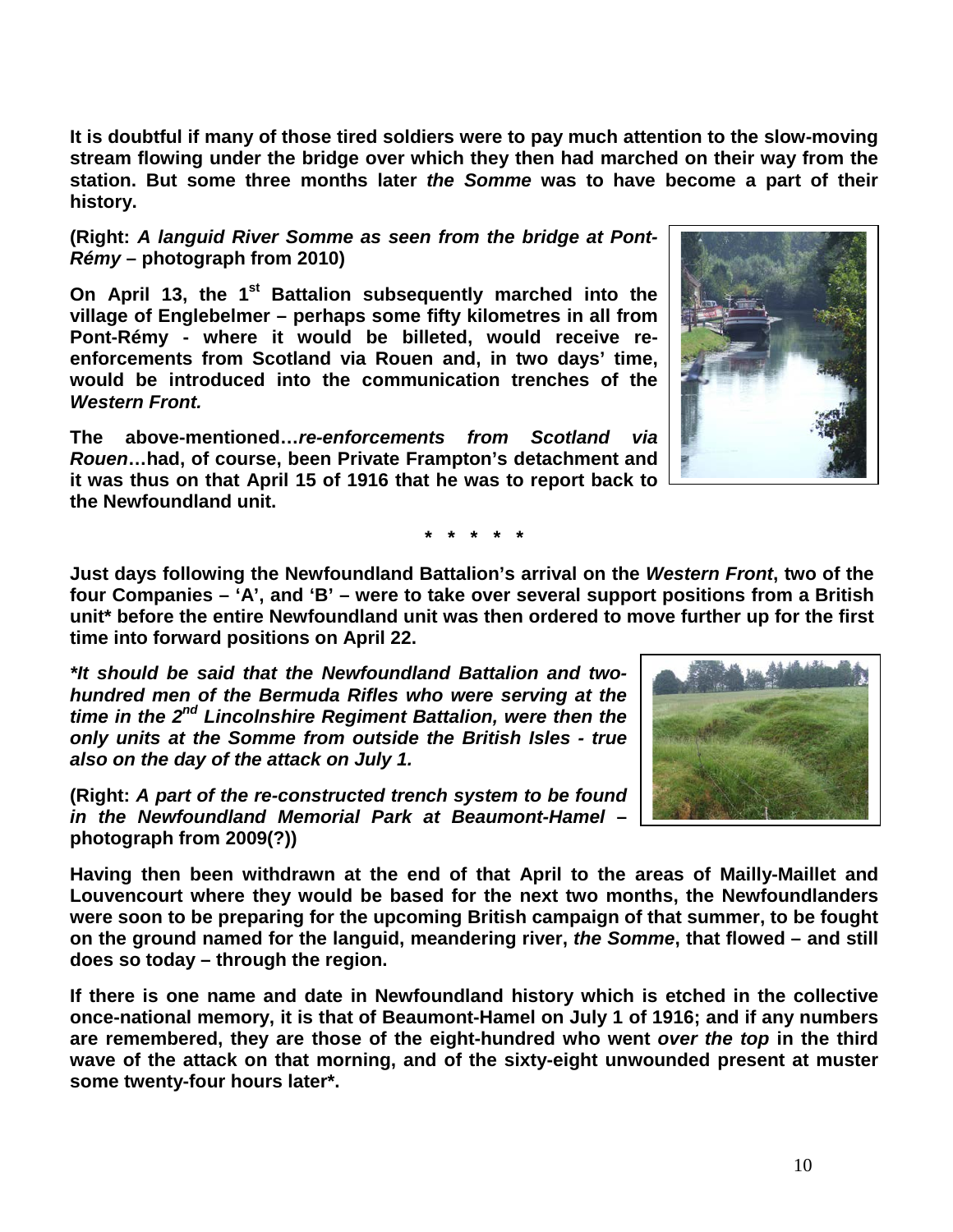**It is doubtful if many of those tired soldiers were to pay much attention to the slow-moving stream flowing under the bridge over which they then had marched on their way from the station. But some three months later *the Somme* was to have become a part of their history.**

**(Right: *A languid River Somme as seen from the bridge at Pont-Rémy* – photograph from 2010)**

**On April 13, the 1st Battalion subsequently marched into the village of Englebelmer – perhaps some fifty kilometres in all from Pont-Rémy - where it would be billeted, would receive re-enforcements from Scotland via Rouen and, in two days' time, would be introduced into the communication trenches of the *Western Front.***

**The above-mentioned…*re-enforcements from Scotland via Rouen*…had, of course, been Private Frampton's detachment and it was thus on that April 15 of 1916 that he was to report back to the Newfoundland unit.**

**\* \* \* \* \***

**Just days following the Newfoundland Battalion's arrival on the *Western Front*, two of the four Companies – 'A', and 'B' – were to take over several support positions from a British unit\* before the entire Newfoundland unit was then ordered to move further up for the first time into forward positions on April 22.**

***\*It should be said that the Newfoundland Battalion and two-hundred men of the Bermuda Rifles who were serving at the time in the 2nd Lincolnshire Regiment Battalion, were then the only units at the Somme from outside the British Isles - true also on the day of the attack on July 1.***

**(Right: *A part of the re-constructed trench system to be found in the Newfoundland Memorial Park at Beaumont-Hamel* – photograph from 2009(?))**

**Having then been withdrawn at the end of that April to the areas of Mailly-Maillet and Louvencourt where they would be based for the next two months, the Newfoundlanders were soon to be preparing for the upcoming British campaign of that summer, to be fought on the ground named for the languid, meandering river, *the Somme*, that flowed – and still does so today – through the region.**

**If there is one name and date in Newfoundland history which is etched in the collective once-national memory, it is that of Beaumont-Hamel on July 1 of 1916; and if any numbers are remembered, they are those of the eight-hundred who went *over the top* in the third wave of the attack on that morning, and of the sixty-eight unwounded present at muster some twenty-four hours later\*.**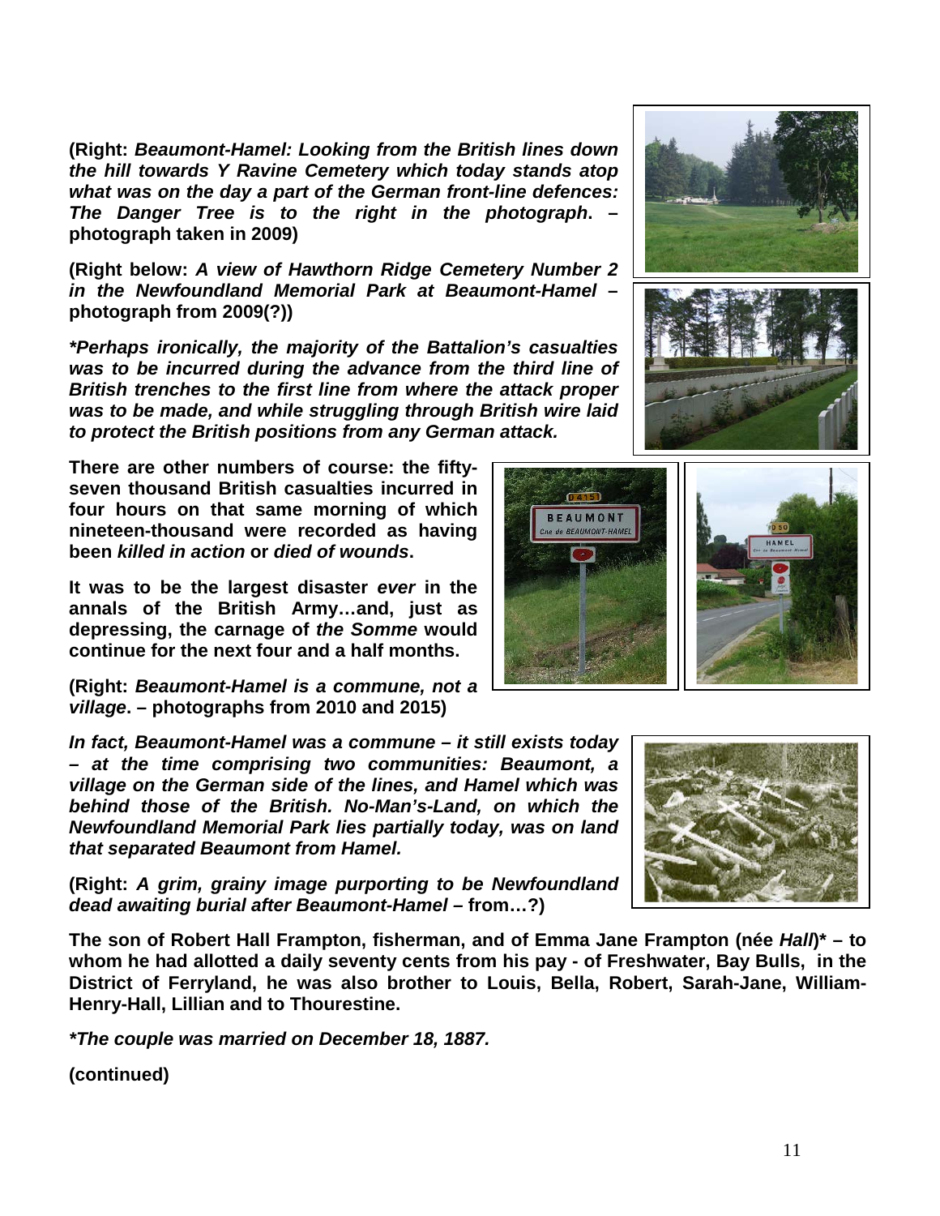**(Right: *Beaumont-Hamel: Looking from the British lines down the hill towards Y Ravine Cemetery which today stands atop what was on the day a part of the German front-line defences: The Danger Tree is to the right in the photograph*. – photograph taken in 2009)**

**(Right below: *A view of Hawthorn Ridge Cemetery Number 2 in the Newfoundland Memorial Park at Beaumont-Hamel* – photograph from 2009(?))**

***Perhaps ironically, the majority of the Battalion's casualties was to be incurred during the advance from the third line of British trenches to the first line from where the attack proper was to be made, and while struggling through British wire laid to protect the British positions from any German attack.***

**There are other numbers of course: the fifty-seven thousand British casualties incurred in four hours on that same morning of which nineteen-thousand were recorded as having been *killed in action* or *died of wounds*.**

**It was to be the largest disaster *ever* in the annals of the British Army…and, just as depressing, the carnage of *the Somme* would continue for the next four and a half months.**

**(Right: *Beaumont-Hamel is a commune, not a village*. – photographs from 2010 and 2015)**

***In fact, Beaumont-Hamel was a commune – it still exists today – at the time comprising two communities: Beaumont, a village on the German side of the lines, and Hamel which was behind those of the British. No-Man's-Land, on which the Newfoundland Memorial Park lies partially today, was on land that separated Beaumont from Hamel.***

**(Right: *A grim, grainy image purporting to be Newfoundland dead awaiting burial after Beaumont-Hamel* – from…?)**

**The son of Robert Hall Frampton, fisherman, and of Emma Jane Frampton (née *Hall*)* – to whom he had allotted a daily seventy cents from his pay - of Freshwater, Bay Bulls, in the District of Ferryland, he was also brother to Louis, Bella, Robert, Sarah-Jane, William-Henry-Hall, Lillian and to Thourestine.**

***The couple was married on December 18, 1887.***

**(continued)**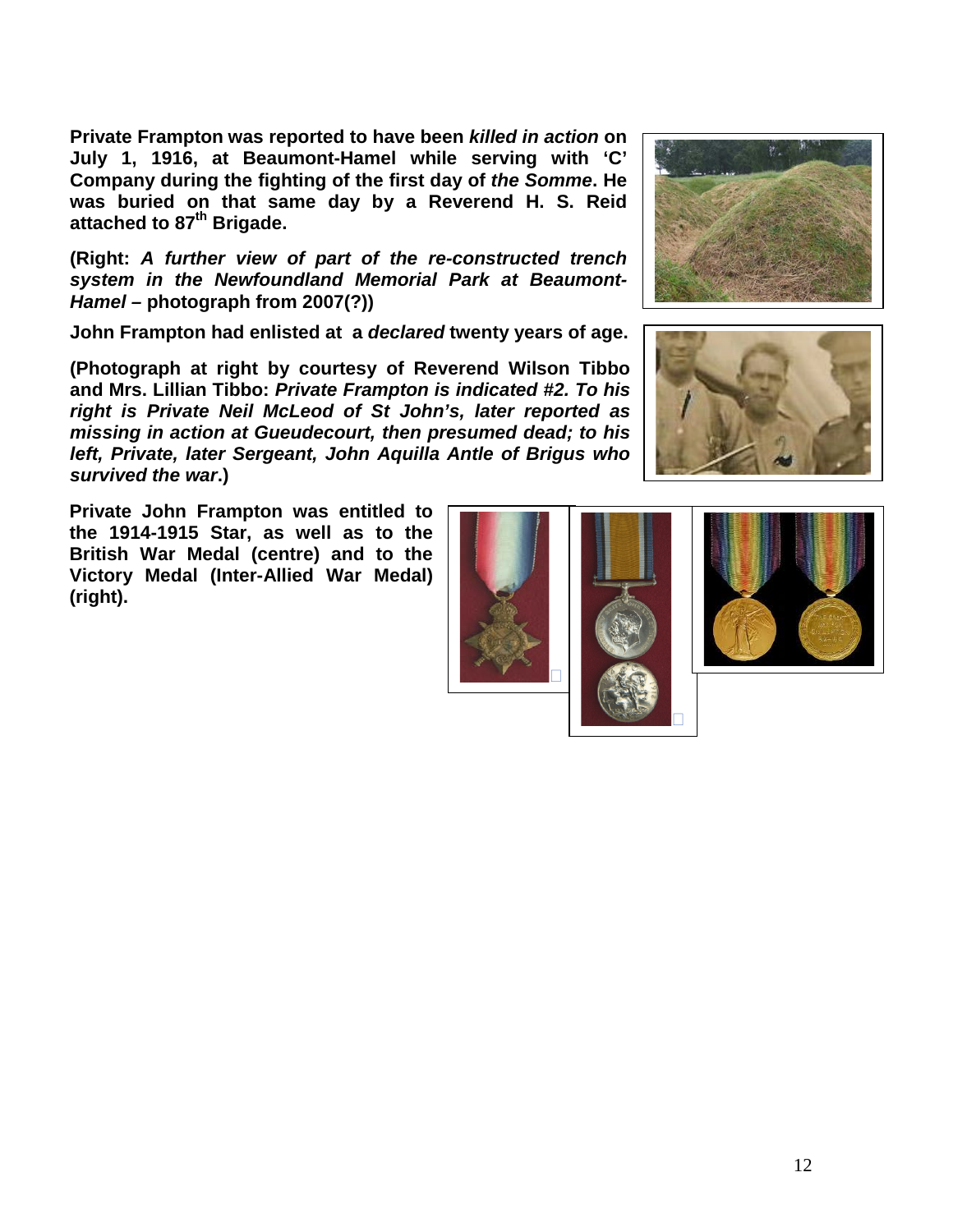**Private Frampton was reported to have been *killed in action* on July 1, 1916, at Beaumont-Hamel while serving with 'C' Company during the fighting of the first day of *the Somme*. He was buried on that same day by a Reverend H. S. Reid attached to 87th Brigade.**

**(Right: *A further view of part of the re-constructed trench system in the Newfoundland Memorial Park at Beaumont-Hamel* – photograph from 2007(?))**

**John Frampton had enlisted at a *declared* twenty years of age.**

**(Photograph at right by courtesy of Reverend Wilson Tibbo and Mrs. Lillian Tibbo: *Private Frampton is indicated #2. To his right is Private Neil McLeod of St John's, later reported as missing in action at Gueudecourt, then presumed dead; to his left, Private, later Sergeant, John Aquilla Antle of Brigus who survived the war*.)**

**Private John Frampton was entitled to the 1914-1915 Star, as well as to the British War Medal (centre) and to the Victory Medal (Inter-Allied War Medal) (right).**